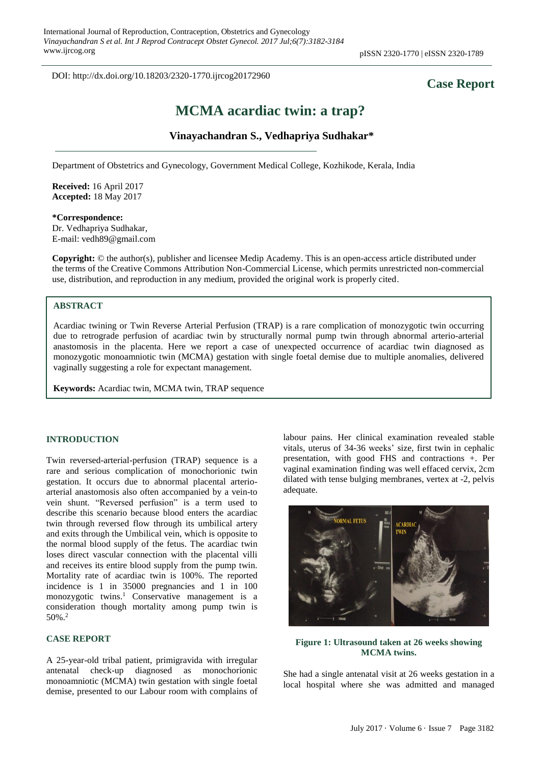DOI: http://dx.doi.org/10.18203/2320-1770.ijrcog20172960

**Case Report**

# MCMA acardiac twin: a trap?

**Vinayachandran S., Vedhapriya Sudhakar***

Department of Obstetrics and Gynecology, Government Medical College, Kozhikode, Kerala, India

**Received:** 16 April 2017
**Accepted:** 18 May 2017

**\*Correspondence:**
Dr. Vedhapriya Sudhakar,
E-mail: vedh89@gmail.com

**Copyright:** © the author(s), publisher and licensee Medip Academy. This is an open-access article distributed under the terms of the Creative Commons Attribution Non-Commercial License, which permits unrestricted non-commercial use, distribution, and reproduction in any medium, provided the original work is properly cited.

## ABSTRACT

Acardiac twining or Twin Reverse Arterial Perfusion (TRAP) is a rare complication of monozygotic twin occurring due to retrograde perfusion of acardiac twin by structurally normal pump twin through abnormal arterio-arterial anastomosis in the placenta. Here we report a case of unexpected occurrence of acardiac twin diagnosed as monozygotic monoamniotic twin (MCMA) gestation with single foetal demise due to multiple anomalies, delivered vaginally suggesting a role for expectant management.

**Keywords:** Acardiac twin, MCMA twin, TRAP sequence

## INTRODUCTION

Twin reversed-arterial-perfusion (TRAP) sequence is a rare and serious complication of monochorionic twin gestation. It occurs due to abnormal placental arterio-arterial anastomosis also often accompanied by a vein-to vein shunt. "Reversed perfusion" is a term used to describe this scenario because blood enters the acardiac twin through reversed flow through its umbilical artery and exits through the Umbilical vein, which is opposite to the normal blood supply of the fetus. The acardiac twin loses direct vascular connection with the placental villi and receives its entire blood supply from the pump twin. Mortality rate of acardiac twin is 100%. The reported incidence is 1 in 35000 pregnancies and 1 in 100 monozygotic twins.[1] Conservative management is a consideration though mortality among pump twin is 50%.[2]

## CASE REPORT

A 25-year-old tribal patient, primigravida with irregular antenatal check-up diagnosed as monochorionic monoamniotic (MCMA) twin gestation with single foetal demise, presented to our Labour room with complains of labour pains. Her clinical examination revealed stable vitals, uterus of 34-36 weeks' size, first twin in cephalic presentation, with good FHS and contractions +. Per vaginal examination finding was well effaced cervix, 2cm dilated with tense bulging membranes, vertex at -2, pelvis adequate.

**Figure 1: Ultrasound taken at 26 weeks showing MCMA twins.**

She had a single antenatal visit at 26 weeks gestation in a local hospital where she was admitted and managed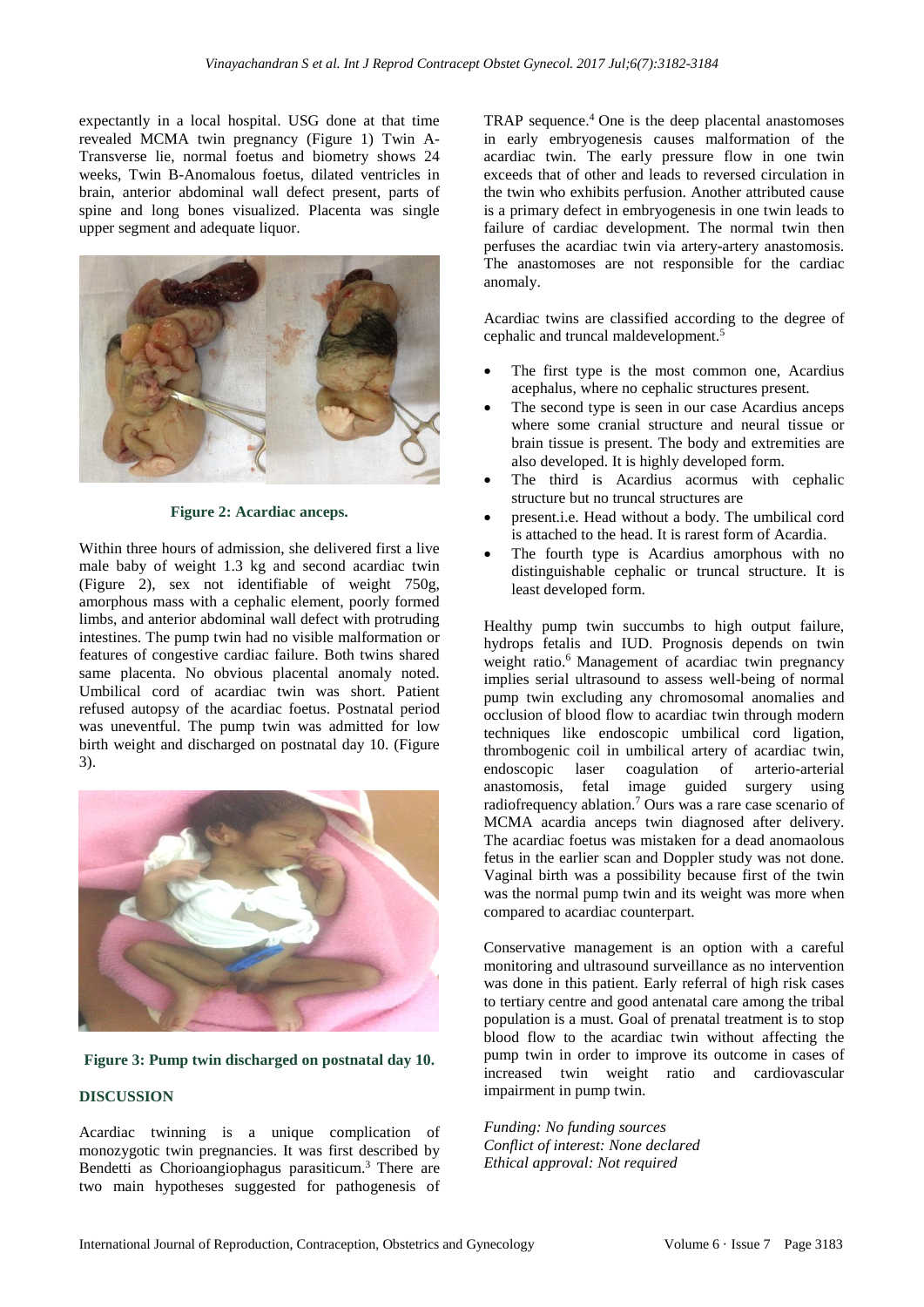expectantly in a local hospital. USG done at that time revealed MCMA twin pregnancy (Figure 1) Twin A-Transverse lie, normal foetus and biometry shows 24 weeks, Twin B-Anomalous foetus, dilated ventricles in brain, anterior abdominal wall defect present, parts of spine and long bones visualized. Placenta was single upper segment and adequate liquor.

**Figure 2: Acardiac anceps.**

Within three hours of admission, she delivered first a live male baby of weight 1.3 kg and second acardiac twin (Figure 2), sex not identifiable of weight 750g, amorphous mass with a cephalic element, poorly formed limbs, and anterior abdominal wall defect with protruding intestines. The pump twin had no visible malformation or features of congestive cardiac failure. Both twins shared same placenta. No obvious placental anomaly noted. Umbilical cord of acardiac twin was short. Patient refused autopsy of the acardiac foetus. Postnatal period was uneventful. The pump twin was admitted for low birth weight and discharged on postnatal day 10. (Figure 3).

**Figure 3: Pump twin discharged on postnatal day 10.**

## DISCUSSION

Acardiac twinning is a unique complication of monozygotic twin pregnancies. It was first described by Bendetti as Chorioangiophagus parasiticum.[3] There are two main hypotheses suggested for pathogenesis of TRAP sequence.[4] One is the deep placental anastomoses in early embryogenesis causes malformation of the acardiac twin. The early pressure flow in one twin exceeds that of other and leads to reversed circulation in the twin who exhibits perfusion. Another attributed cause is a primary defect in embryogenesis in one twin leads to failure of cardiac development. The normal twin then perfuses the acardiac twin via artery-artery anastomosis. The anastomoses are not responsible for the cardiac anomaly.

Acardiac twins are classified according to the degree of cephalic and truncal maldevelopment.[5]

- The first type is the most common one, Acardius acephalus, where no cephalic structures present.
- The second type is seen in our case Acardius anceps where some cranial structure and neural tissue or brain tissue is present. The body and extremities are also developed. It is highly developed form.
- The third is Acardius acormus with cephalic structure but no truncal structures are
- present.i.e. Head without a body. The umbilical cord is attached to the head. It is rarest form of Acardia.
- The fourth type is Acardius amorphous with no distinguishable cephalic or truncal structure. It is least developed form.

Healthy pump twin succumbs to high output failure, hydrops fetalis and IUD. Prognosis depends on twin weight ratio.[6] Management of acardiac twin pregnancy implies serial ultrasound to assess well-being of normal pump twin excluding any chromosomal anomalies and occlusion of blood flow to acardiac twin through modern techniques like endoscopic umbilical cord ligation, thrombogenic coil in umbilical artery of acardiac twin, endoscopic laser coagulation of arterio-arterial anastomosis, fetal image guided surgery using radiofrequency ablation.[7] Ours was a rare case scenario of MCMA acardia anceps twin diagnosed after delivery. The acardiac foetus was mistaken for a dead anomaolous fetus in the earlier scan and Doppler study was not done. Vaginal birth was a possibility because first of the twin was the normal pump twin and its weight was more when compared to acardiac counterpart.

Conservative management is an option with a careful monitoring and ultrasound surveillance as no intervention was done in this patient. Early referral of high risk cases to tertiary centre and good antenatal care among the tribal population is a must. Goal of prenatal treatment is to stop blood flow to the acardiac twin without affecting the pump twin in order to improve its outcome in cases of increased twin weight ratio and cardiovascular impairment in pump twin.

*Funding: No funding sources*
*Conflict of interest: None declared*
*Ethical approval: Not required*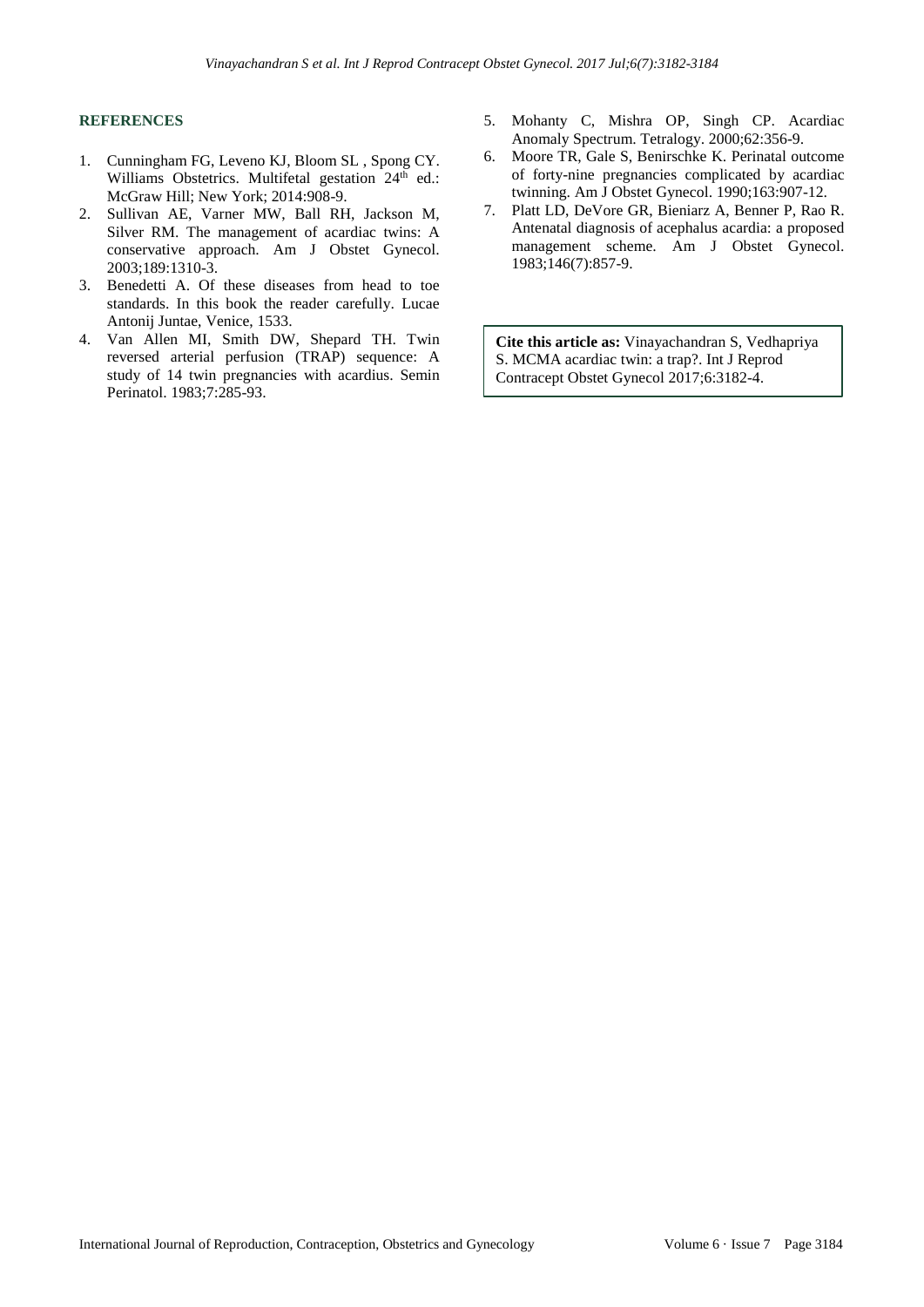## REFERENCES

1. Cunningham FG, Leveno KJ, Bloom SL , Spong CY. Williams Obstetrics. Multifetal gestation 24[th] ed.: McGraw Hill; New York; 2014:908-9.
2. Sullivan AE, Varner MW, Ball RH, Jackson M, Silver RM. The management of acardiac twins: A conservative approach. Am J Obstet Gynecol. 2003;189:1310-3.
3. Benedetti A. Of these diseases from head to toe standards. In this book the reader carefully. Lucae Antonij Juntae, Venice, 1533.
4. Van Allen MI, Smith DW, Shepard TH. Twin reversed arterial perfusion (TRAP) sequence: A study of 14 twin pregnancies with acardius. Semin Perinatol. 1983;7:285-93.
5. Mohanty C, Mishra OP, Singh CP. Acardiac Anomaly Spectrum. Tetralogy. 2000;62:356-9.
6. Moore TR, Gale S, Benirschke K. Perinatal outcome of forty-nine pregnancies complicated by acardiac twinning. Am J Obstet Gynecol. 1990;163:907-12.
7. Platt LD, DeVore GR, Bieniarz A, Benner P, Rao R. Antenatal diagnosis of acephalus acardia: a proposed management scheme. Am J Obstet Gynecol. 1983;146(7):857-9.

**Cite this article as:** Vinayachandran S, Vedhapriya S. MCMA acardiac twin: a trap?. Int J Reprod Contracept Obstet Gynecol 2017;6:3182-4.